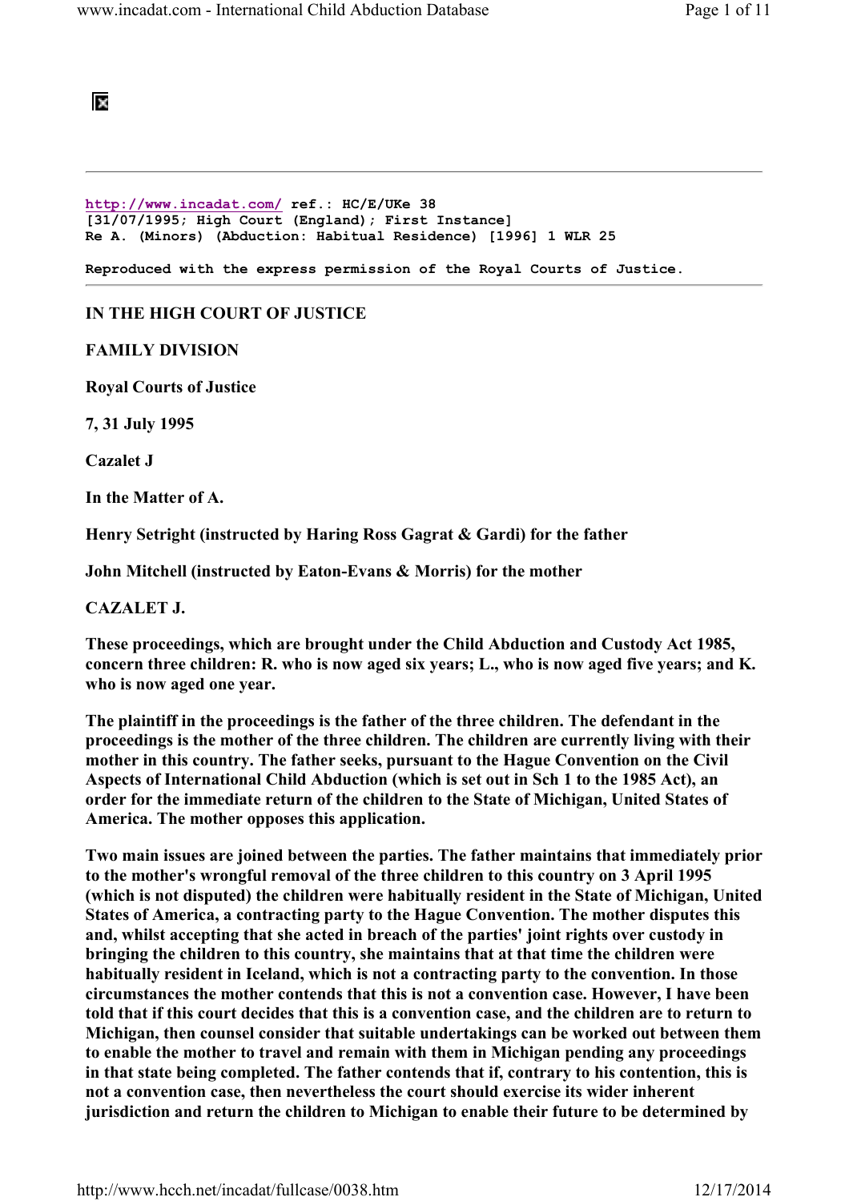http://www.incadat.com/ **ref.: HC/E/UKe 38**
**[31/07/1995; High Court (England); First Instance]**
**Re A. (Minors) (Abduction: Habitual Residence) [1996] 1 WLR 25**

**Reproduced with the express permission of the Royal Courts of Justice.**

---

**IN THE HIGH COURT OF JUSTICE**

**FAMILY DIVISION**

**Royal Courts of Justice**

**7, 31 July 1995**

**Cazalet J**

**In the Matter of A.**

**Henry Setright (instructed by Haring Ross Gagrat & Gardi) for the father**

**John Mitchell (instructed by Eaton-Evans & Morris) for the mother**

**CAZALET J.**

**These proceedings, which are brought under the Child Abduction and Custody Act 1985, concern three children: R. who is now aged six years; L., who is now aged five years; and K. who is now aged one year.**

**The plaintiff in the proceedings is the father of the three children. The defendant in the proceedings is the mother of the three children. The children are currently living with their mother in this country. The father seeks, pursuant to the Hague Convention on the Civil Aspects of International Child Abduction (which is set out in Sch 1 to the 1985 Act), an order for the immediate return of the children to the State of Michigan, United States of America. The mother opposes this application.**

**Two main issues are joined between the parties. The father maintains that immediately prior to the mother's wrongful removal of the three children to this country on 3 April 1995 (which is not disputed) the children were habitually resident in the State of Michigan, United States of America, a contracting party to the Hague Convention. The mother disputes this and, whilst accepting that she acted in breach of the parties' joint rights over custody in bringing the children to this country, she maintains that at that time the children were habitually resident in Iceland, which is not a contracting party to the convention. In those circumstances the mother contends that this is not a convention case. However, I have been told that if this court decides that this is a convention case, and the children are to return to Michigan, then counsel consider that suitable undertakings can be worked out between them to enable the mother to travel and remain with them in Michigan pending any proceedings in that state being completed. The father contends that if, contrary to his contention, this is not a convention case, then nevertheless the court should exercise its wider inherent jurisdiction and return the children to Michigan to enable their future to be determined by**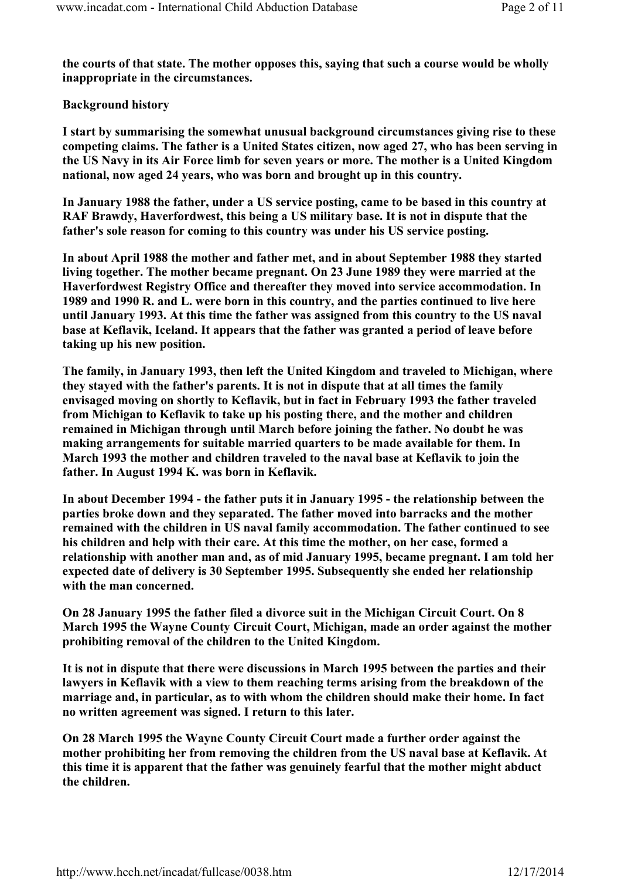**the courts of that state. The mother opposes this, saying that such a course would be wholly inappropriate in the circumstances.**

**Background history**

**I start by summarising the somewhat unusual background circumstances giving rise to these competing claims. The father is a United States citizen, now aged 27, who has been serving in the US Navy in its Air Force limb for seven years or more. The mother is a United Kingdom national, now aged 24 years, who was born and brought up in this country.**

**In January 1988 the father, under a US service posting, came to be based in this country at RAF Brawdy, Haverfordwest, this being a US military base. It is not in dispute that the father's sole reason for coming to this country was under his US service posting.**

**In about April 1988 the mother and father met, and in about September 1988 they started living together. The mother became pregnant. On 23 June 1989 they were married at the Haverfordwest Registry Office and thereafter they moved into service accommodation. In 1989 and 1990 R. and L. were born in this country, and the parties continued to live here until January 1993. At this time the father was assigned from this country to the US naval base at Keflavik, Iceland. It appears that the father was granted a period of leave before taking up his new position.**

**The family, in January 1993, then left the United Kingdom and traveled to Michigan, where they stayed with the father's parents. It is not in dispute that at all times the family envisaged moving on shortly to Keflavik, but in fact in February 1993 the father traveled from Michigan to Keflavik to take up his posting there, and the mother and children remained in Michigan through until March before joining the father. No doubt he was making arrangements for suitable married quarters to be made available for them. In March 1993 the mother and children traveled to the naval base at Keflavik to join the father. In August 1994 K. was born in Keflavik.**

**In about December 1994 - the father puts it in January 1995 - the relationship between the parties broke down and they separated. The father moved into barracks and the mother remained with the children in US naval family accommodation. The father continued to see his children and help with their care. At this time the mother, on her case, formed a relationship with another man and, as of mid January 1995, became pregnant. I am told her expected date of delivery is 30 September 1995. Subsequently she ended her relationship with the man concerned.**

**On 28 January 1995 the father filed a divorce suit in the Michigan Circuit Court. On 8 March 1995 the Wayne County Circuit Court, Michigan, made an order against the mother prohibiting removal of the children to the United Kingdom.**

**It is not in dispute that there were discussions in March 1995 between the parties and their lawyers in Keflavik with a view to them reaching terms arising from the breakdown of the marriage and, in particular, as to with whom the children should make their home. In fact no written agreement was signed. I return to this later.**

**On 28 March 1995 the Wayne County Circuit Court made a further order against the mother prohibiting her from removing the children from the US naval base at Keflavik. At this time it is apparent that the father was genuinely fearful that the mother might abduct the children.**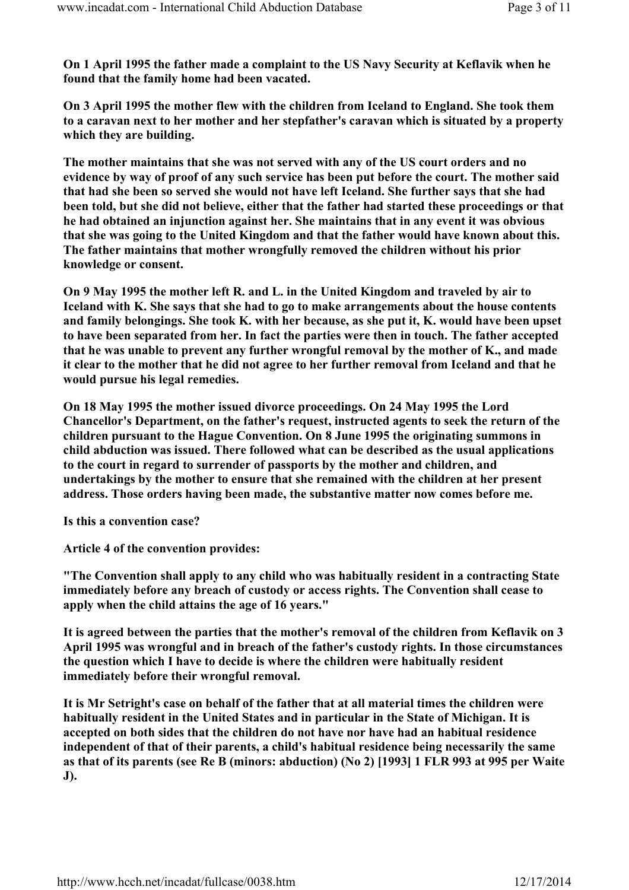**On 1 April 1995 the father made a complaint to the US Navy Security at Keflavik when he found that the family home had been vacated.**

**On 3 April 1995 the mother flew with the children from Iceland to England. She took them to a caravan next to her mother and her stepfather's caravan which is situated by a property which they are building.**

**The mother maintains that she was not served with any of the US court orders and no evidence by way of proof of any such service has been put before the court. The mother said that had she been so served she would not have left Iceland. She further says that she had been told, but she did not believe, either that the father had started these proceedings or that he had obtained an injunction against her. She maintains that in any event it was obvious that she was going to the United Kingdom and that the father would have known about this. The father maintains that mother wrongfully removed the children without his prior knowledge or consent.**

**On 9 May 1995 the mother left R. and L. in the United Kingdom and traveled by air to Iceland with K. She says that she had to go to make arrangements about the house contents and family belongings. She took K. with her because, as she put it, K. would have been upset to have been separated from her. In fact the parties were then in touch. The father accepted that he was unable to prevent any further wrongful removal by the mother of K., and made it clear to the mother that he did not agree to her further removal from Iceland and that he would pursue his legal remedies.**

**On 18 May 1995 the mother issued divorce proceedings. On 24 May 1995 the Lord Chancellor's Department, on the father's request, instructed agents to seek the return of the children pursuant to the Hague Convention. On 8 June 1995 the originating summons in child abduction was issued. There followed what can be described as the usual applications to the court in regard to surrender of passports by the mother and children, and undertakings by the mother to ensure that she remained with the children at her present address. Those orders having been made, the substantive matter now comes before me.**

**Is this a convention case?**

**Article 4 of the convention provides:**

**"The Convention shall apply to any child who was habitually resident in a contracting State immediately before any breach of custody or access rights. The Convention shall cease to apply when the child attains the age of 16 years."**

**It is agreed between the parties that the mother's removal of the children from Keflavik on 3 April 1995 was wrongful and in breach of the father's custody rights. In those circumstances the question which I have to decide is where the children were habitually resident immediately before their wrongful removal.**

**It is Mr Setright's case on behalf of the father that at all material times the children were habitually resident in the United States and in particular in the State of Michigan. It is accepted on both sides that the children do not have nor have had an habitual residence independent of that of their parents, a child's habitual residence being necessarily the same as that of its parents (see Re B (minors: abduction) (No 2) [1993] 1 FLR 993 at 995 per Waite J).**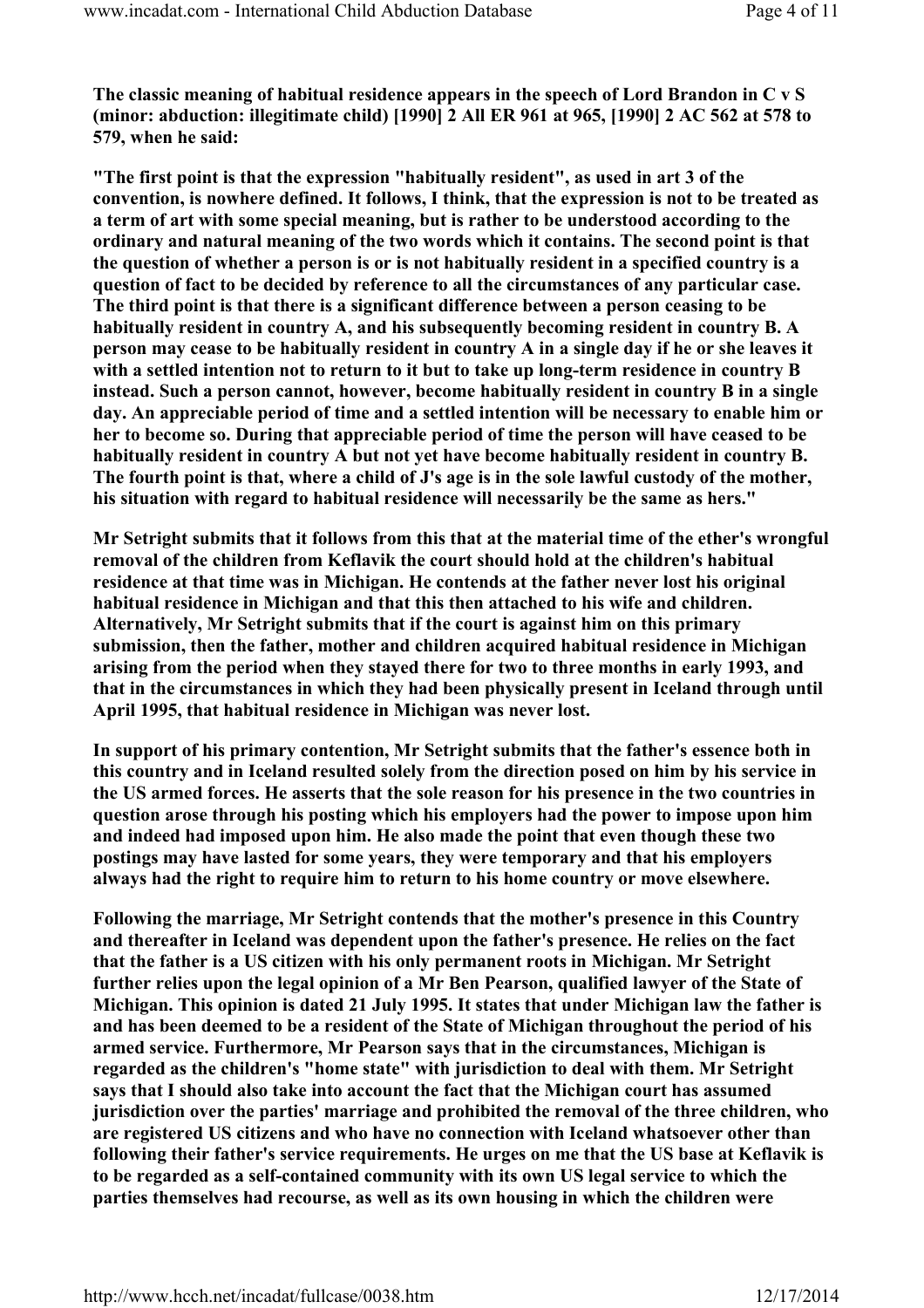**The classic meaning of habitual residence appears in the speech of Lord Brandon in C v S (minor: abduction: illegitimate child) [1990] 2 All ER 961 at 965, [1990] 2 AC 562 at 578 to 579, when he said:**

**"The first point is that the expression "habitually resident", as used in art 3 of the convention, is nowhere defined. It follows, I think, that the expression is not to be treated as a term of art with some special meaning, but is rather to be understood according to the ordinary and natural meaning of the two words which it contains. The second point is that the question of whether a person is or is not habitually resident in a specified country is a question of fact to be decided by reference to all the circumstances of any particular case. The third point is that there is a significant difference between a person ceasing to be habitually resident in country A, and his subsequently becoming resident in country B. A person may cease to be habitually resident in country A in a single day if he or she leaves it with a settled intention not to return to it but to take up long-term residence in country B instead. Such a person cannot, however, become habitually resident in country B in a single day. An appreciable period of time and a settled intention will be necessary to enable him or her to become so. During that appreciable period of time the person will have ceased to be habitually resident in country A but not yet have become habitually resident in country B. The fourth point is that, where a child of J's age is in the sole lawful custody of the mother, his situation with regard to habitual residence will necessarily be the same as hers."**

**Mr Setright submits that it follows from this that at the material time of the ether's wrongful removal of the children from Keflavik the court should hold at the children's habitual residence at that time was in Michigan. He contends at the father never lost his original habitual residence in Michigan and that this then attached to his wife and children. Alternatively, Mr Setright submits that if the court is against him on this primary submission, then the father, mother and children acquired habitual residence in Michigan arising from the period when they stayed there for two to three months in early 1993, and that in the circumstances in which they had been physically present in Iceland through until April 1995, that habitual residence in Michigan was never lost.**

**In support of his primary contention, Mr Setright submits that the father's essence both in this country and in Iceland resulted solely from the direction posed on him by his service in the US armed forces. He asserts that the sole reason for his presence in the two countries in question arose through his posting which his employers had the power to impose upon him and indeed had imposed upon him. He also made the point that even though these two postings may have lasted for some years, they were temporary and that his employers always had the right to require him to return to his home country or move elsewhere.**

**Following the marriage, Mr Setright contends that the mother's presence in this Country and thereafter in Iceland was dependent upon the father's presence. He relies on the fact that the father is a US citizen with his only permanent roots in Michigan. Mr Setright further relies upon the legal opinion of a Mr Ben Pearson, qualified lawyer of the State of Michigan. This opinion is dated 21 July 1995. It states that under Michigan law the father is and has been deemed to be a resident of the State of Michigan throughout the period of his armed service. Furthermore, Mr Pearson says that in the circumstances, Michigan is regarded as the children's "home state" with jurisdiction to deal with them. Mr Setright says that I should also take into account the fact that the Michigan court has assumed jurisdiction over the parties' marriage and prohibited the removal of the three children, who are registered US citizens and who have no connection with Iceland whatsoever other than following their father's service requirements. He urges on me that the US base at Keflavik is to be regarded as a self-contained community with its own US legal service to which the parties themselves had recourse, as well as its own housing in which the children were**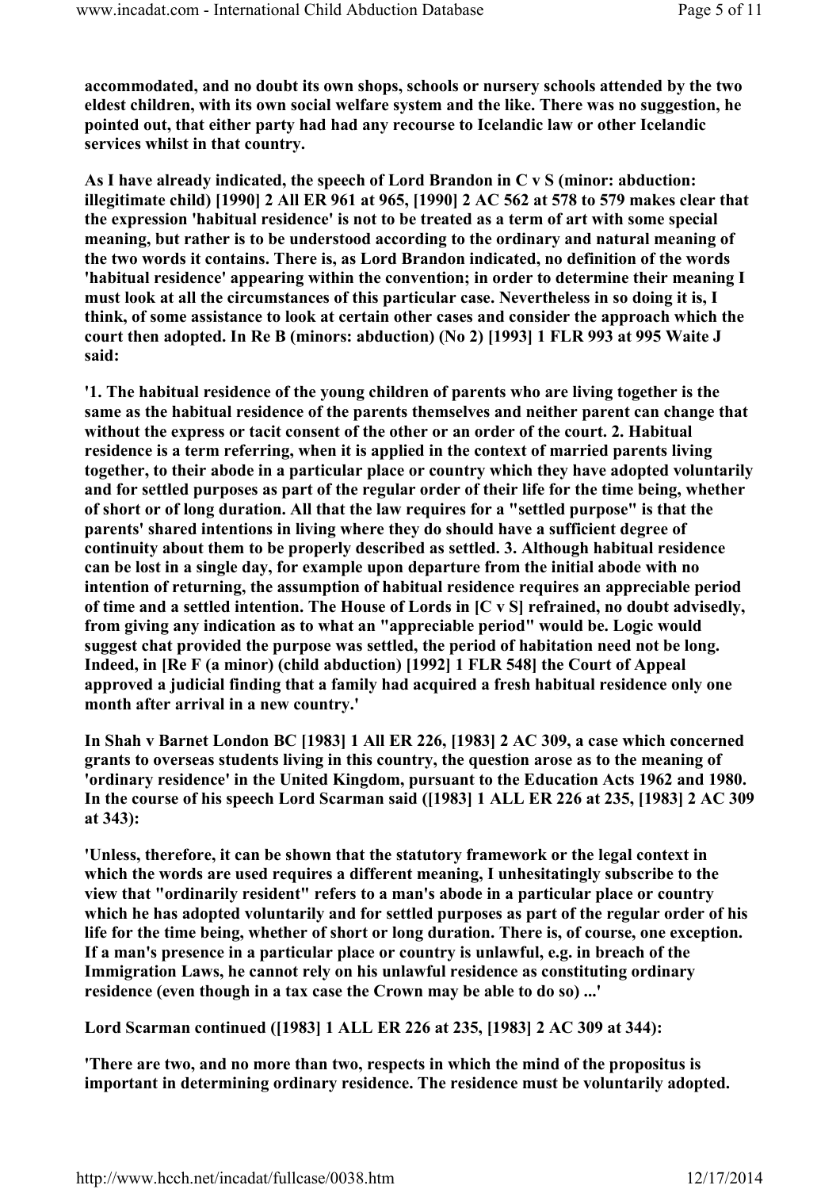**accommodated, and no doubt its own shops, schools or nursery schools attended by the two eldest children, with its own social welfare system and the like. There was no suggestion, he pointed out, that either party had had any recourse to Icelandic law or other Icelandic services whilst in that country.**

**As I have already indicated, the speech of Lord Brandon in C v S (minor: abduction: illegitimate child) [1990] 2 All ER 961 at 965, [1990] 2 AC 562 at 578 to 579 makes clear that the expression 'habitual residence' is not to be treated as a term of art with some special meaning, but rather is to be understood according to the ordinary and natural meaning of the two words it contains. There is, as Lord Brandon indicated, no definition of the words 'habitual residence' appearing within the convention; in order to determine their meaning I must look at all the circumstances of this particular case. Nevertheless in so doing it is, I think, of some assistance to look at certain other cases and consider the approach which the court then adopted. In Re B (minors: abduction) (No 2) [1993] 1 FLR 993 at 995 Waite J said:**

**'1. The habitual residence of the young children of parents who are living together is the same as the habitual residence of the parents themselves and neither parent can change that without the express or tacit consent of the other or an order of the court. 2. Habitual residence is a term referring, when it is applied in the context of married parents living together, to their abode in a particular place or country which they have adopted voluntarily and for settled purposes as part of the regular order of their life for the time being, whether of short or of long duration. All that the law requires for a "settled purpose" is that the parents' shared intentions in living where they do should have a sufficient degree of continuity about them to be properly described as settled. 3. Although habitual residence can be lost in a single day, for example upon departure from the initial abode with no intention of returning, the assumption of habitual residence requires an appreciable period of time and a settled intention. The House of Lords in [C v S] refrained, no doubt advisedly, from giving any indication as to what an "appreciable period" would be. Logic would suggest chat provided the purpose was settled, the period of habitation need not be long. Indeed, in [Re F (a minor) (child abduction) [1992] 1 FLR 548] the Court of Appeal approved a judicial finding that a family had acquired a fresh habitual residence only one month after arrival in a new country.'**

**In Shah v Barnet London BC [1983] 1 All ER 226, [1983] 2 AC 309, a case which concerned grants to overseas students living in this country, the question arose as to the meaning of 'ordinary residence' in the United Kingdom, pursuant to the Education Acts 1962 and 1980. In the course of his speech Lord Scarman said ([1983] 1 ALL ER 226 at 235, [1983] 2 AC 309 at 343):**

**'Unless, therefore, it can be shown that the statutory framework or the legal context in which the words are used requires a different meaning, I unhesitatingly subscribe to the view that "ordinarily resident" refers to a man's abode in a particular place or country which he has adopted voluntarily and for settled purposes as part of the regular order of his life for the time being, whether of short or long duration. There is, of course, one exception. If a man's presence in a particular place or country is unlawful, e.g. in breach of the Immigration Laws, he cannot rely on his unlawful residence as constituting ordinary residence (even though in a tax case the Crown may be able to do so) ...'**

**Lord Scarman continued ([1983] 1 ALL ER 226 at 235, [1983] 2 AC 309 at 344):**

**'There are two, and no more than two, respects in which the mind of the propositus is important in determining ordinary residence. The residence must be voluntarily adopted.**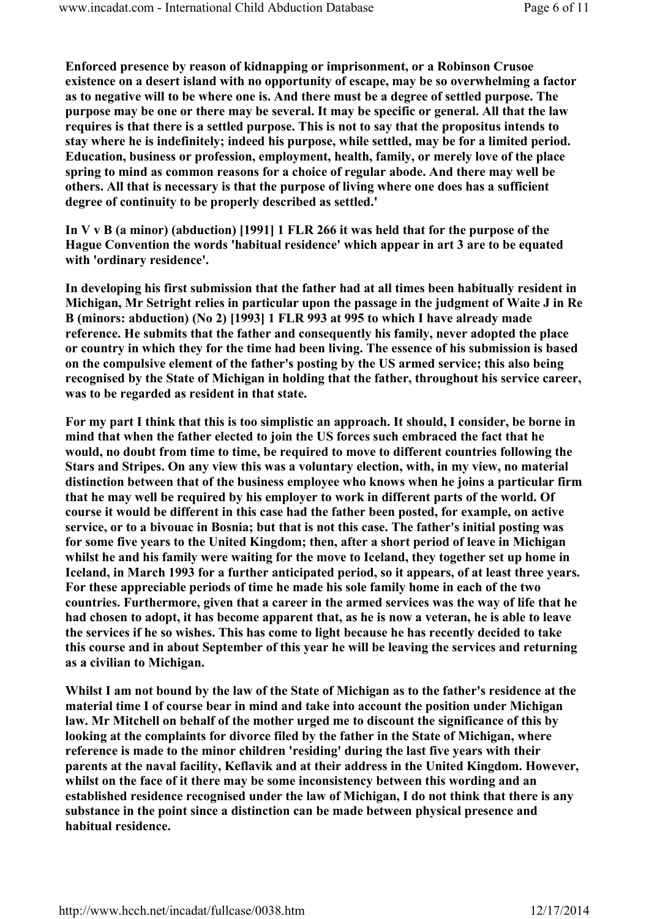**Enforced presence by reason of kidnapping or imprisonment, or a Robinson Crusoe existence on a desert island with no opportunity of escape, may be so overwhelming a factor as to negative will to be where one is. And there must be a degree of settled purpose. The purpose may be one or there may be several. It may be specific or general. All that the law requires is that there is a settled purpose. This is not to say that the propositus intends to stay where he is indefinitely; indeed his purpose, while settled, may be for a limited period. Education, business or profession, employment, health, family, or merely love of the place spring to mind as common reasons for a choice of regular abode. And there may well be others. All that is necessary is that the purpose of living where one does has a sufficient degree of continuity to be properly described as settled.'**

**In V v B (a minor) (abduction) [1991] 1 FLR 266 it was held that for the purpose of the Hague Convention the words 'habitual residence' which appear in art 3 are to be equated with 'ordinary residence'.**

**In developing his first submission that the father had at all times been habitually resident in Michigan, Mr Setright relies in particular upon the passage in the judgment of Waite J in Re B (minors: abduction) (No 2) [1993] 1 FLR 993 at 995 to which I have already made reference. He submits that the father and consequently his family, never adopted the place or country in which they for the time had been living. The essence of his submission is based on the compulsive element of the father's posting by the US armed service; this also being recognised by the State of Michigan in holding that the father, throughout his service career, was to be regarded as resident in that state.**

**For my part I think that this is too simplistic an approach. It should, I consider, be borne in mind that when the father elected to join the US forces such embraced the fact that he would, no doubt from time to time, be required to move to different countries following the Stars and Stripes. On any view this was a voluntary election, with, in my view, no material distinction between that of the business employee who knows when he joins a particular firm that he may well be required by his employer to work in different parts of the world. Of course it would be different in this case had the father been posted, for example, on active service, or to a bivouac in Bosnia; but that is not this case. The father's initial posting was for some five years to the United Kingdom; then, after a short period of leave in Michigan whilst he and his family were waiting for the move to Iceland, they together set up home in Iceland, in March 1993 for a further anticipated period, so it appears, of at least three years. For these appreciable periods of time he made his sole family home in each of the two countries. Furthermore, given that a career in the armed services was the way of life that he had chosen to adopt, it has become apparent that, as he is now a veteran, he is able to leave the services if he so wishes. This has come to light because he has recently decided to take this course and in about September of this year he will be leaving the services and returning as a civilian to Michigan.**

**Whilst I am not bound by the law of the State of Michigan as to the father's residence at the material time I of course bear in mind and take into account the position under Michigan law. Mr Mitchell on behalf of the mother urged me to discount the significance of this by looking at the complaints for divorce filed by the father in the State of Michigan, where reference is made to the minor children 'residing' during the last five years with their parents at the naval facility, Keflavik and at their address in the United Kingdom. However, whilst on the face of it there may be some inconsistency between this wording and an established residence recognised under the law of Michigan, I do not think that there is any substance in the point since a distinction can be made between physical presence and habitual residence.**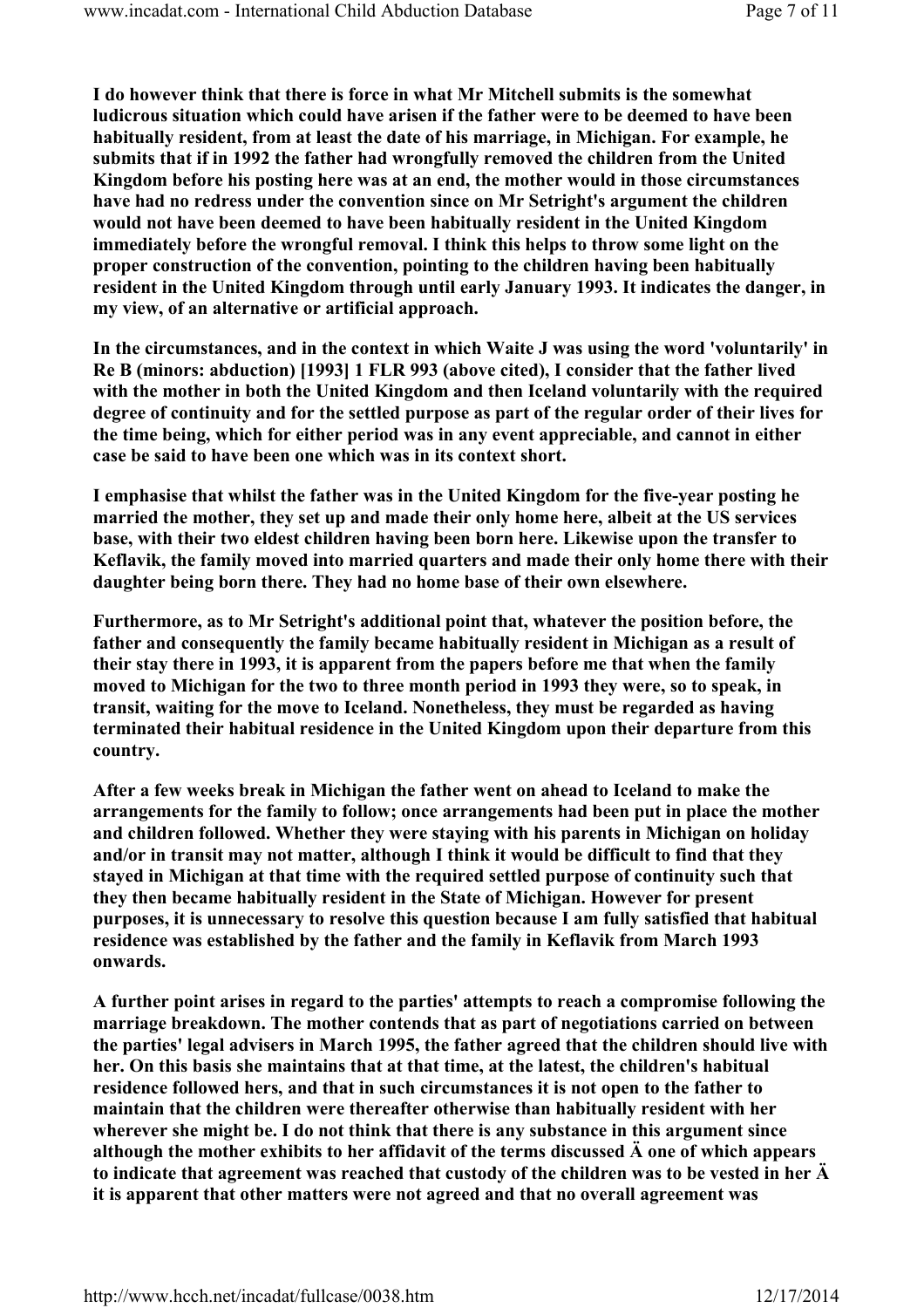**I do however think that there is force in what Mr Mitchell submits is the somewhat ludicrous situation which could have arisen if the father were to be deemed to have been habitually resident, from at least the date of his marriage, in Michigan. For example, he submits that if in 1992 the father had wrongfully removed the children from the United Kingdom before his posting here was at an end, the mother would in those circumstances have had no redress under the convention since on Mr Setright's argument the children would not have been deemed to have been habitually resident in the United Kingdom immediately before the wrongful removal. I think this helps to throw some light on the proper construction of the convention, pointing to the children having been habitually resident in the United Kingdom through until early January 1993. It indicates the danger, in my view, of an alternative or artificial approach.**

**In the circumstances, and in the context in which Waite J was using the word 'voluntarily' in Re B (minors: abduction) [1993] 1 FLR 993 (above cited), I consider that the father lived with the mother in both the United Kingdom and then Iceland voluntarily with the required degree of continuity and for the settled purpose as part of the regular order of their lives for the time being, which for either period was in any event appreciable, and cannot in either case be said to have been one which was in its context short.**

**I emphasise that whilst the father was in the United Kingdom for the five-year posting he married the mother, they set up and made their only home here, albeit at the US services base, with their two eldest children having been born here. Likewise upon the transfer to Keflavik, the family moved into married quarters and made their only home there with their daughter being born there. They had no home base of their own elsewhere.**

**Furthermore, as to Mr Setright's additional point that, whatever the position before, the father and consequently the family became habitually resident in Michigan as a result of their stay there in 1993, it is apparent from the papers before me that when the family moved to Michigan for the two to three month period in 1993 they were, so to speak, in transit, waiting for the move to Iceland. Nonetheless, they must be regarded as having terminated their habitual residence in the United Kingdom upon their departure from this country.**

**After a few weeks break in Michigan the father went on ahead to Iceland to make the arrangements for the family to follow; once arrangements had been put in place the mother and children followed. Whether they were staying with his parents in Michigan on holiday and/or in transit may not matter, although I think it would be difficult to find that they stayed in Michigan at that time with the required settled purpose of continuity such that they then became habitually resident in the State of Michigan. However for present purposes, it is unnecessary to resolve this question because I am fully satisfied that habitual residence was established by the father and the family in Keflavik from March 1993 onwards.**

**A further point arises in regard to the parties' attempts to reach a compromise following the marriage breakdown. The mother contends that as part of negotiations carried on between the parties' legal advisers in March 1995, the father agreed that the children should live with her. On this basis she maintains that at that time, at the latest, the children's habitual residence followed hers, and that in such circumstances it is not open to the father to maintain that the children were thereafter otherwise than habitually resident with her wherever she might be. I do not think that there is any substance in this argument since although the mother exhibits to her affidavit of the terms discussed Ä one of which appears to indicate that agreement was reached that custody of the children was to be vested in her Ä it is apparent that other matters were not agreed and that no overall agreement was**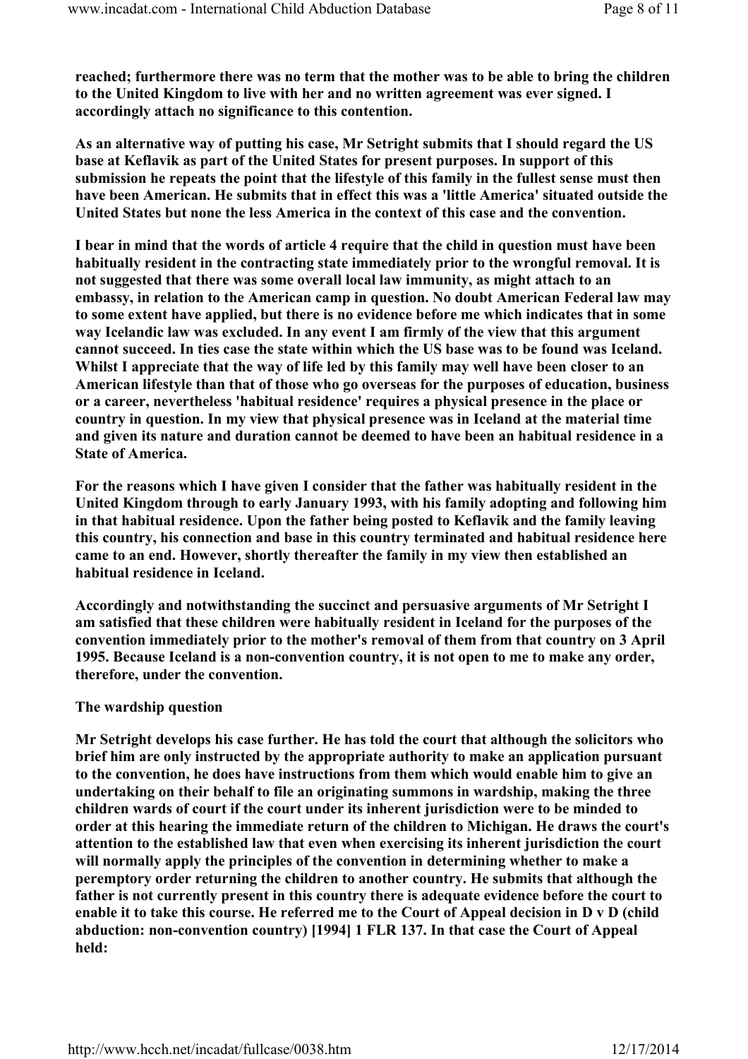**reached; furthermore there was no term that the mother was to be able to bring the children to the United Kingdom to live with her and no written agreement was ever signed. I accordingly attach no significance to this contention.**

**As an alternative way of putting his case, Mr Setright submits that I should regard the US base at Keflavik as part of the United States for present purposes. In support of this submission he repeats the point that the lifestyle of this family in the fullest sense must then have been American. He submits that in effect this was a 'little America' situated outside the United States but none the less America in the context of this case and the convention.**

**I bear in mind that the words of article 4 require that the child in question must have been habitually resident in the contracting state immediately prior to the wrongful removal. It is not suggested that there was some overall local law immunity, as might attach to an embassy, in relation to the American camp in question. No doubt American Federal law may to some extent have applied, but there is no evidence before me which indicates that in some way Icelandic law was excluded. In any event I am firmly of the view that this argument cannot succeed. In ties case the state within which the US base was to be found was Iceland. Whilst I appreciate that the way of life led by this family may well have been closer to an American lifestyle than that of those who go overseas for the purposes of education, business or a career, nevertheless 'habitual residence' requires a physical presence in the place or country in question. In my view that physical presence was in Iceland at the material time and given its nature and duration cannot be deemed to have been an habitual residence in a State of America.**

**For the reasons which I have given I consider that the father was habitually resident in the United Kingdom through to early January 1993, with his family adopting and following him in that habitual residence. Upon the father being posted to Keflavik and the family leaving this country, his connection and base in this country terminated and habitual residence here came to an end. However, shortly thereafter the family in my view then established an habitual residence in Iceland.**

**Accordingly and notwithstanding the succinct and persuasive arguments of Mr Setright I am satisfied that these children were habitually resident in Iceland for the purposes of the convention immediately prior to the mother's removal of them from that country on 3 April 1995. Because Iceland is a non-convention country, it is not open to me to make any order, therefore, under the convention.**

**The wardship question**

**Mr Setright develops his case further. He has told the court that although the solicitors who brief him are only instructed by the appropriate authority to make an application pursuant to the convention, he does have instructions from them which would enable him to give an undertaking on their behalf to file an originating summons in wardship, making the three children wards of court if the court under its inherent jurisdiction were to be minded to order at this hearing the immediate return of the children to Michigan. He draws the court's attention to the established law that even when exercising its inherent jurisdiction the court will normally apply the principles of the convention in determining whether to make a peremptory order returning the children to another country. He submits that although the father is not currently present in this country there is adequate evidence before the court to enable it to take this course. He referred me to the Court of Appeal decision in D v D (child abduction: non-convention country) [1994] 1 FLR 137. In that case the Court of Appeal held:**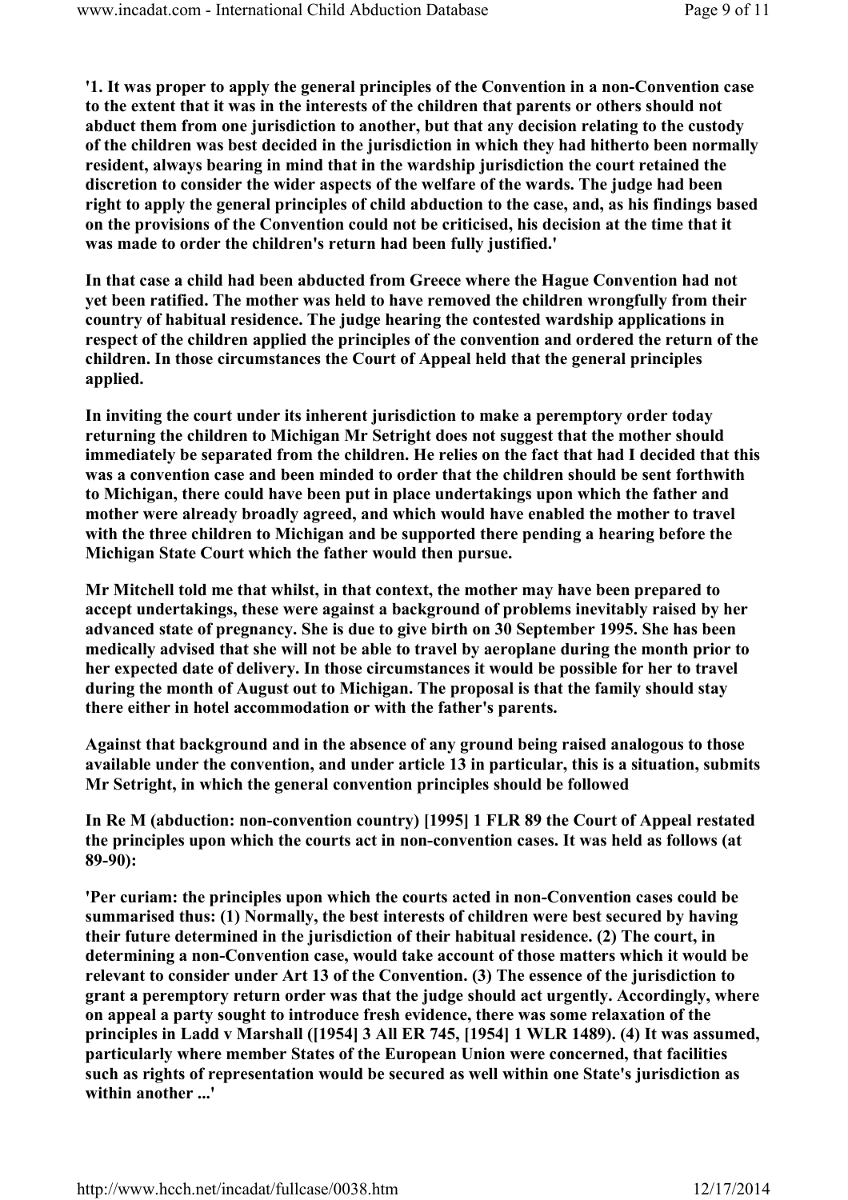**'1. It was proper to apply the general principles of the Convention in a non-Convention case to the extent that it was in the interests of the children that parents or others should not abduct them from one jurisdiction to another, but that any decision relating to the custody of the children was best decided in the jurisdiction in which they had hitherto been normally resident, always bearing in mind that in the wardship jurisdiction the court retained the discretion to consider the wider aspects of the welfare of the wards. The judge had been right to apply the general principles of child abduction to the case, and, as his findings based on the provisions of the Convention could not be criticised, his decision at the time that it was made to order the children's return had been fully justified.'**

**In that case a child had been abducted from Greece where the Hague Convention had not yet been ratified. The mother was held to have removed the children wrongfully from their country of habitual residence. The judge hearing the contested wardship applications in respect of the children applied the principles of the convention and ordered the return of the children. In those circumstances the Court of Appeal held that the general principles applied.**

**In inviting the court under its inherent jurisdiction to make a peremptory order today returning the children to Michigan Mr Setright does not suggest that the mother should immediately be separated from the children. He relies on the fact that had I decided that this was a convention case and been minded to order that the children should be sent forthwith to Michigan, there could have been put in place undertakings upon which the father and mother were already broadly agreed, and which would have enabled the mother to travel with the three children to Michigan and be supported there pending a hearing before the Michigan State Court which the father would then pursue.**

**Mr Mitchell told me that whilst, in that context, the mother may have been prepared to accept undertakings, these were against a background of problems inevitably raised by her advanced state of pregnancy. She is due to give birth on 30 September 1995. She has been medically advised that she will not be able to travel by aeroplane during the month prior to her expected date of delivery. In those circumstances it would be possible for her to travel during the month of August out to Michigan. The proposal is that the family should stay there either in hotel accommodation or with the father's parents.**

**Against that background and in the absence of any ground being raised analogous to those available under the convention, and under article 13 in particular, this is a situation, submits Mr Setright, in which the general convention principles should be followed**

**In Re M (abduction: non-convention country) [1995] 1 FLR 89 the Court of Appeal restated the principles upon which the courts act in non-convention cases. It was held as follows (at 89-90):**

**'Per curiam: the principles upon which the courts acted in non-Convention cases could be summarised thus: (1) Normally, the best interests of children were best secured by having their future determined in the jurisdiction of their habitual residence. (2) The court, in determining a non-Convention case, would take account of those matters which it would be relevant to consider under Art 13 of the Convention. (3) The essence of the jurisdiction to grant a peremptory return order was that the judge should act urgently. Accordingly, where on appeal a party sought to introduce fresh evidence, there was some relaxation of the principles in Ladd v Marshall ([1954] 3 All ER 745, [1954] 1 WLR 1489). (4) It was assumed, particularly where member States of the European Union were concerned, that facilities such as rights of representation would be secured as well within one State's jurisdiction as within another ...'**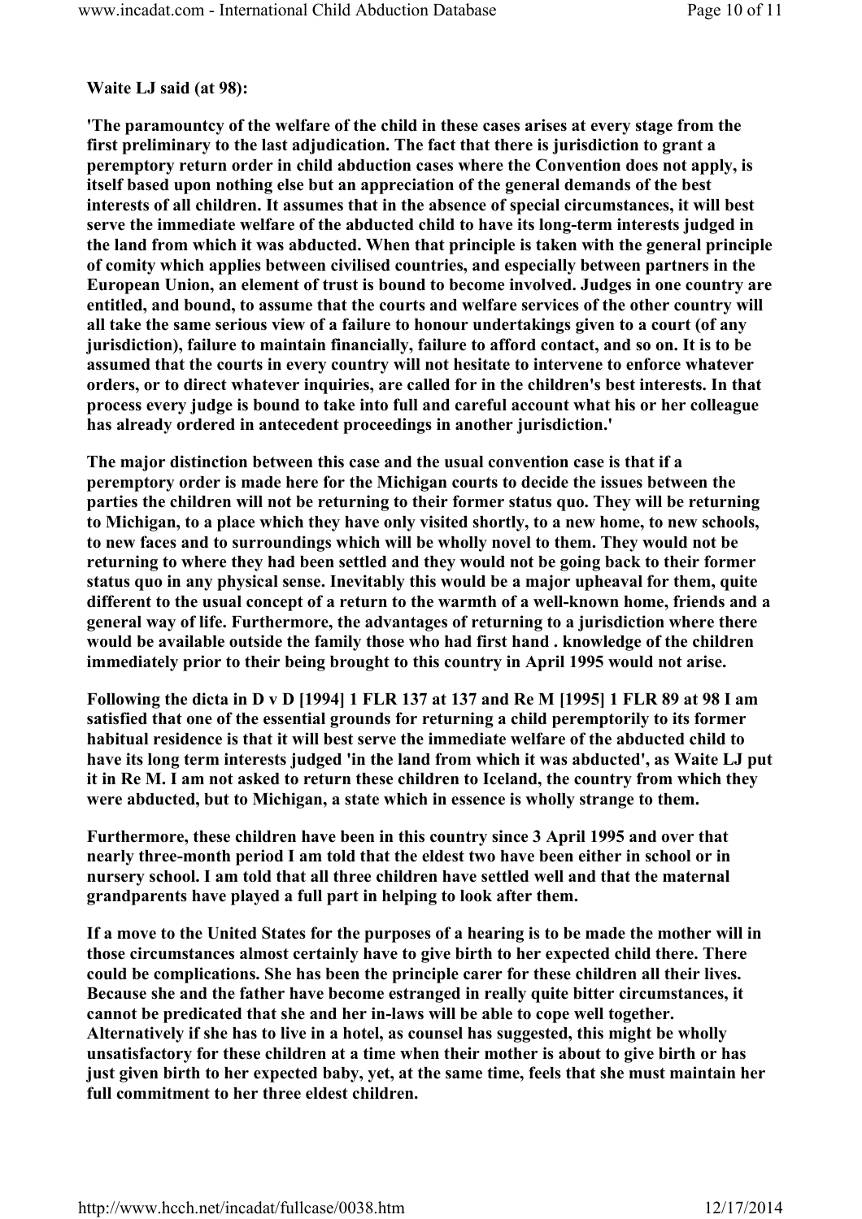**Waite LJ said (at 98):**

**'The paramountcy of the welfare of the child in these cases arises at every stage from the first preliminary to the last adjudication. The fact that there is jurisdiction to grant a peremptory return order in child abduction cases where the Convention does not apply, is itself based upon nothing else but an appreciation of the general demands of the best interests of all children. It assumes that in the absence of special circumstances, it will best serve the immediate welfare of the abducted child to have its long-term interests judged in the land from which it was abducted. When that principle is taken with the general principle of comity which applies between civilised countries, and especially between partners in the European Union, an element of trust is bound to become involved. Judges in one country are entitled, and bound, to assume that the courts and welfare services of the other country will all take the same serious view of a failure to honour undertakings given to a court (of any jurisdiction), failure to maintain financially, failure to afford contact, and so on. It is to be assumed that the courts in every country will not hesitate to intervene to enforce whatever orders, or to direct whatever inquiries, are called for in the children's best interests. In that process every judge is bound to take into full and careful account what his or her colleague has already ordered in antecedent proceedings in another jurisdiction.'**

**The major distinction between this case and the usual convention case is that if a peremptory order is made here for the Michigan courts to decide the issues between the parties the children will not be returning to their former status quo. They will be returning to Michigan, to a place which they have only visited shortly, to a new home, to new schools, to new faces and to surroundings which will be wholly novel to them. They would not be returning to where they had been settled and they would not be going back to their former status quo in any physical sense. Inevitably this would be a major upheaval for them, quite different to the usual concept of a return to the warmth of a well-known home, friends and a general way of life. Furthermore, the advantages of returning to a jurisdiction where there would be available outside the family those who had first hand . knowledge of the children immediately prior to their being brought to this country in April 1995 would not arise.**

**Following the dicta in D v D [1994] 1 FLR 137 at 137 and Re M [1995] 1 FLR 89 at 98 I am satisfied that one of the essential grounds for returning a child peremptorily to its former habitual residence is that it will best serve the immediate welfare of the abducted child to have its long term interests judged 'in the land from which it was abducted', as Waite LJ put it in Re M. I am not asked to return these children to Iceland, the country from which they were abducted, but to Michigan, a state which in essence is wholly strange to them.**

**Furthermore, these children have been in this country since 3 April 1995 and over that nearly three-month period I am told that the eldest two have been either in school or in nursery school. I am told that all three children have settled well and that the maternal grandparents have played a full part in helping to look after them.**

**If a move to the United States for the purposes of a hearing is to be made the mother will in those circumstances almost certainly have to give birth to her expected child there. There could be complications. She has been the principle carer for these children all their lives. Because she and the father have become estranged in really quite bitter circumstances, it cannot be predicated that she and her in-laws will be able to cope well together. Alternatively if she has to live in a hotel, as counsel has suggested, this might be wholly unsatisfactory for these children at a time when their mother is about to give birth or has just given birth to her expected baby, yet, at the same time, feels that she must maintain her full commitment to her three eldest children.**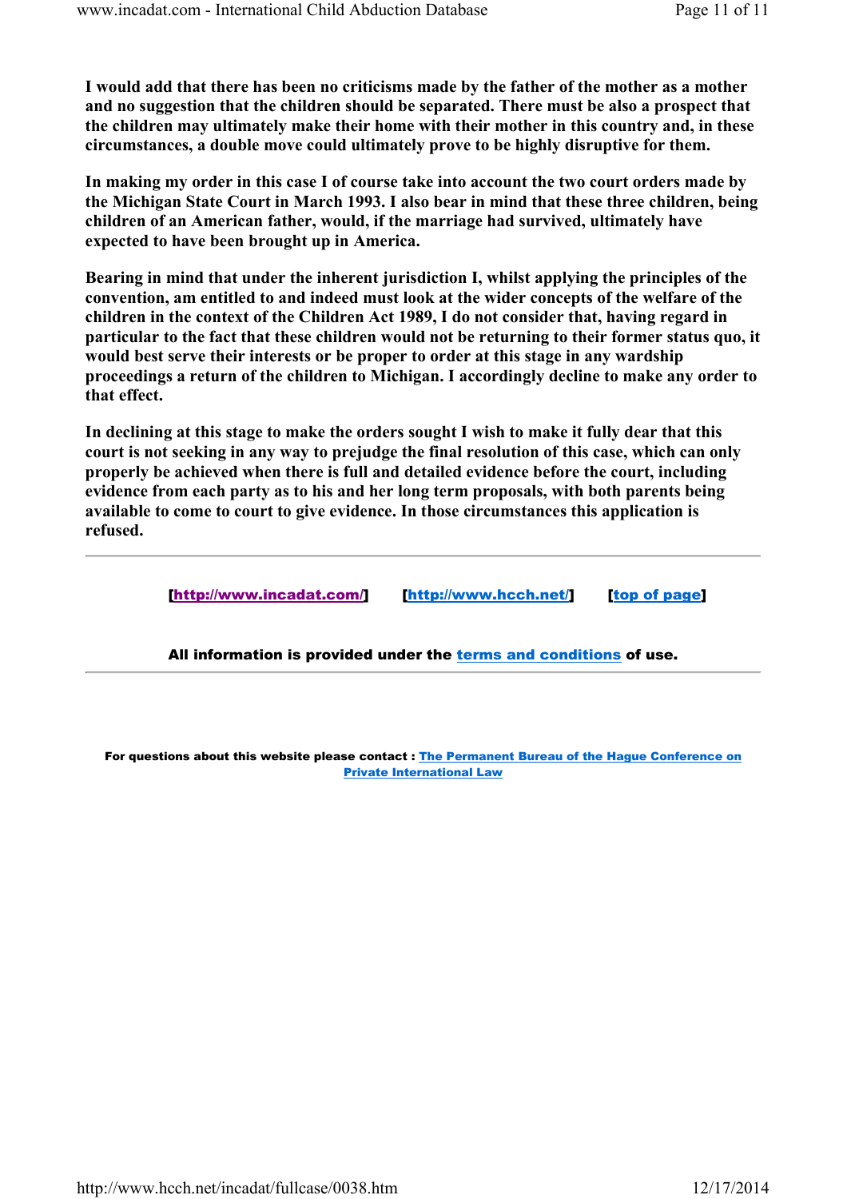**I would add that there has been no criticisms made by the father of the mother as a mother and no suggestion that the children should be separated. There must be also a prospect that the children may ultimately make their home with their mother in this country and, in these circumstances, a double move could ultimately prove to be highly disruptive for them.**

**In making my order in this case I of course take into account the two court orders made by the Michigan State Court in March 1993. I also bear in mind that these three children, being children of an American father, would, if the marriage had survived, ultimately have expected to have been brought up in America.**

**Bearing in mind that under the inherent jurisdiction I, whilst applying the principles of the convention, am entitled to and indeed must look at the wider concepts of the welfare of the children in the context of the Children Act 1989, I do not consider that, having regard in particular to the fact that these children would not be returning to their former status quo, it would best serve their interests or be proper to order at this stage in any wardship proceedings a return of the children to Michigan. I accordingly decline to make any order to that effect.**

**In declining at this stage to make the orders sought I wish to make it fully dear that this court is not seeking in any way to prejudge the final resolution of this case, which can only properly be achieved when there is full and detailed evidence before the court, including evidence from each party as to his and her long term proposals, with both parents being available to come to court to give evidence. In those circumstances this application is refused.**

---

[http://www.incadat.com/] [http://www.hcch.net/] [top of page]

**All information is provided under the terms and conditions of use.**

---

**For questions about this website please contact : The Permanent Bureau of the Hague Conference on Private International Law**